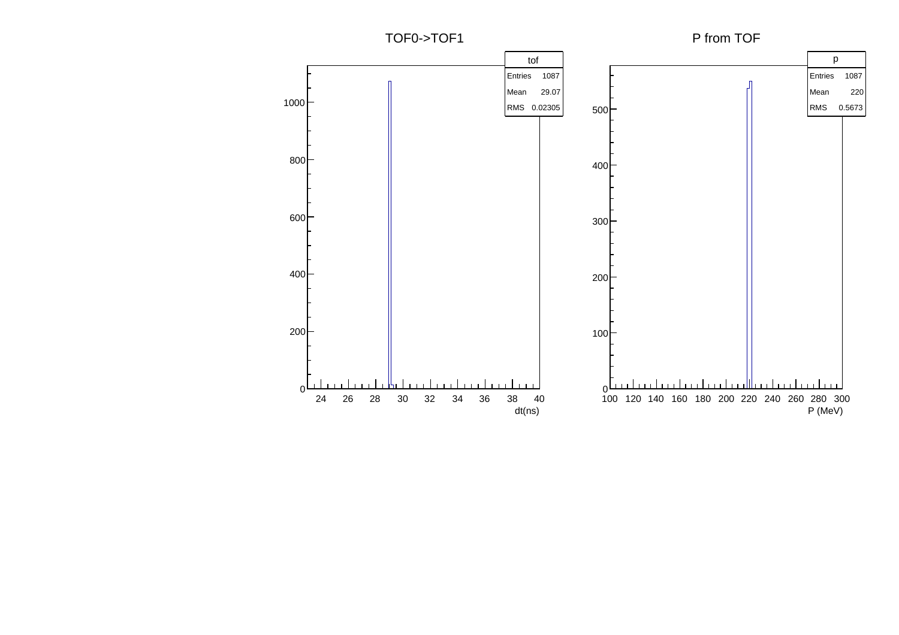## TOF0->TOF1

| tof | |
|---|---|
| Entries | 1087 |
| Mean | 29.07 |
| RMS | 0.02305 |

dt(ns)

## P from TOF

| p | |
|---|---|
| Entries | 1087 |
| Mean | 220 |
| RMS | 0.5673 |

P (MeV)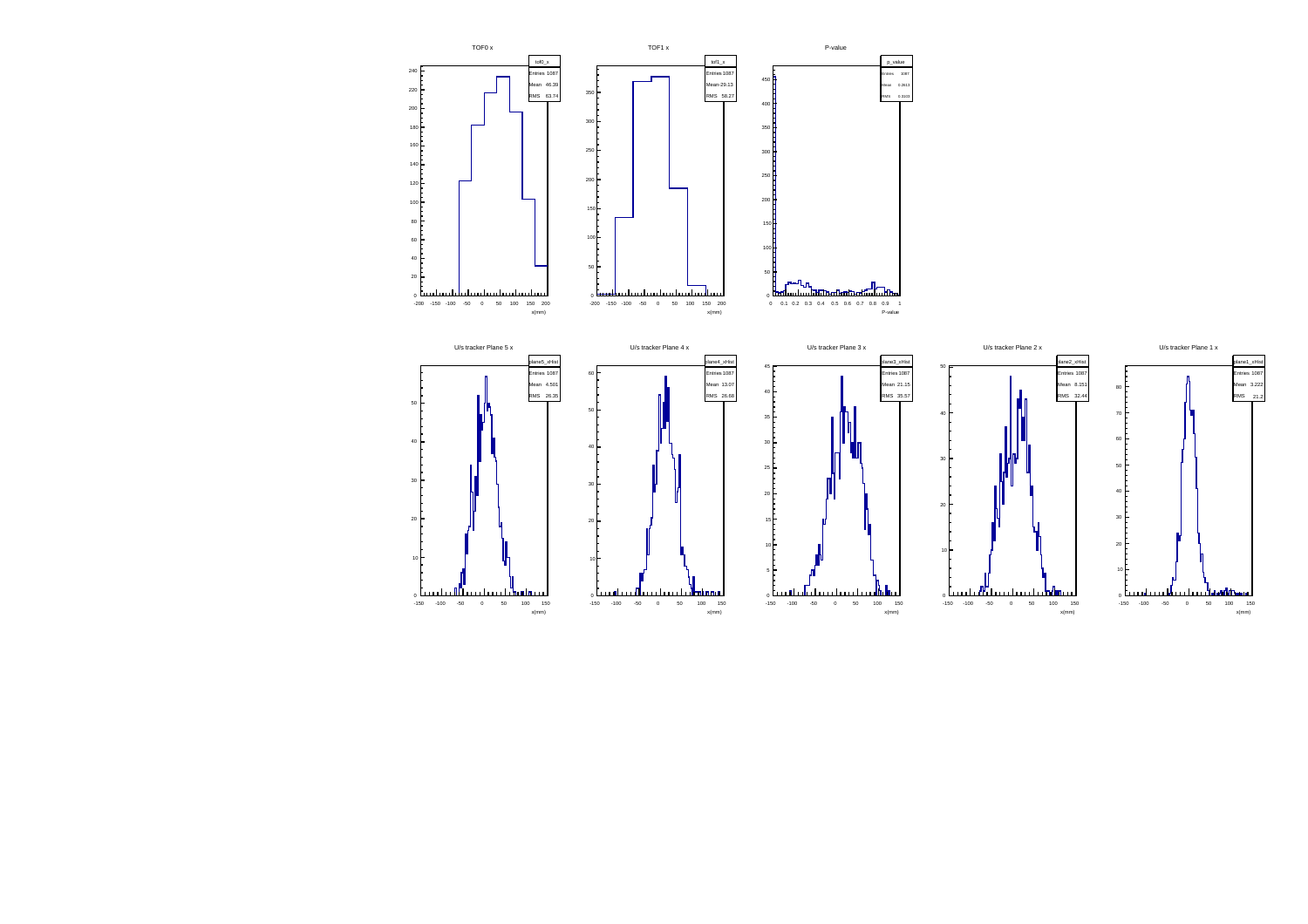TOF0 x

| tof0_x | |
|---|---|
| Entries | 1087 |
| Mean | 46.39 |
| RMS | 63.74 |

x(mm)

TOF1 x

| tof1_x | |
|---|---|
| Entries | 1087 |
| Mean | -29.13 |
| RMS | 58.27 |

x(mm)

P-value

| p_value | |
|---|---|
| Entries | 1087 |
| Mean | 0.2913 |
| RMS | 0.3103 |

P-value

U/s tracker Plane 5 x

| plane5_xHist | |
|---|---|
| Entries | 1087 |
| Mean | 4.501 |
| RMS | 26.35 |

x(mm)

U/s tracker Plane 4 x

| plane4_xHist | |
|---|---|
| Entries | 1087 |
| Mean | 13.07 |
| RMS | 26.68 |

x(mm)

U/s tracker Plane 3 x

| plane3_xHist | |
|---|---|
| Entries | 1087 |
| Mean | 21.15 |
| RMS | 35.57 |

x(mm)

U/s tracker Plane 2 x

| plane2_xHist | |
|---|---|
| Entries | 1087 |
| Mean | 8.151 |
| RMS | 32.44 |

x(mm)

U/s tracker Plane 1 x

| plane1_xHist | |
|---|---|
| Entries | 1087 |
| Mean | 3.222 |
| RMS | 21.2 |

x(mm)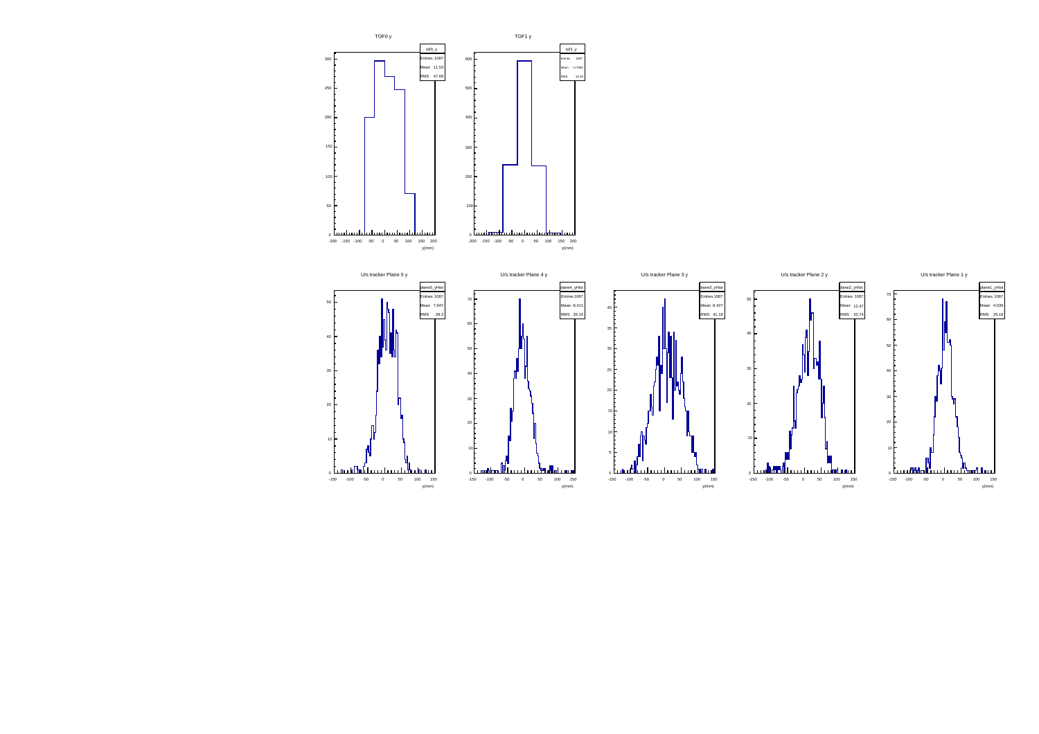TOF0 y

| tof0_y | |
|---|---|
| Entries | 1087 |
| Mean | 11.53 |
| RMS | 47.69 |

TOF1 y

| tof1_y | |
|---|---|
| Entries | 1087 |
| Mean | -0.7883 |
| RMS | 42.29 |

U/s tracker Plane 5 y

| plane5_yHist | |
|---|---|
| Entries | 1087 |
| Mean | 7.947 |
| RMS | 28.3 |

U/s tracker Plane 4 y

| plane4_yHist | |
|---|---|
| Entries | 1087 |
| Mean | -6.411 |
| RMS | 26.14 |

U/s tracker Plane 3 y

| plane3_yHist | |
|---|---|
| Entries | 1087 |
| Mean | 8.427 |
| RMS | 41.18 |

U/s tracker Plane 2 y

| plane2_yHist | |
|---|---|
| Entries | 1087 |
| Mean | 12.47 |
| RMS | 32.74 |

U/s tracker Plane 1 y

| plane1_yHist | |
|---|---|
| Entries | 1087 |
| Mean | 4.039 |
| RMS | 26.18 |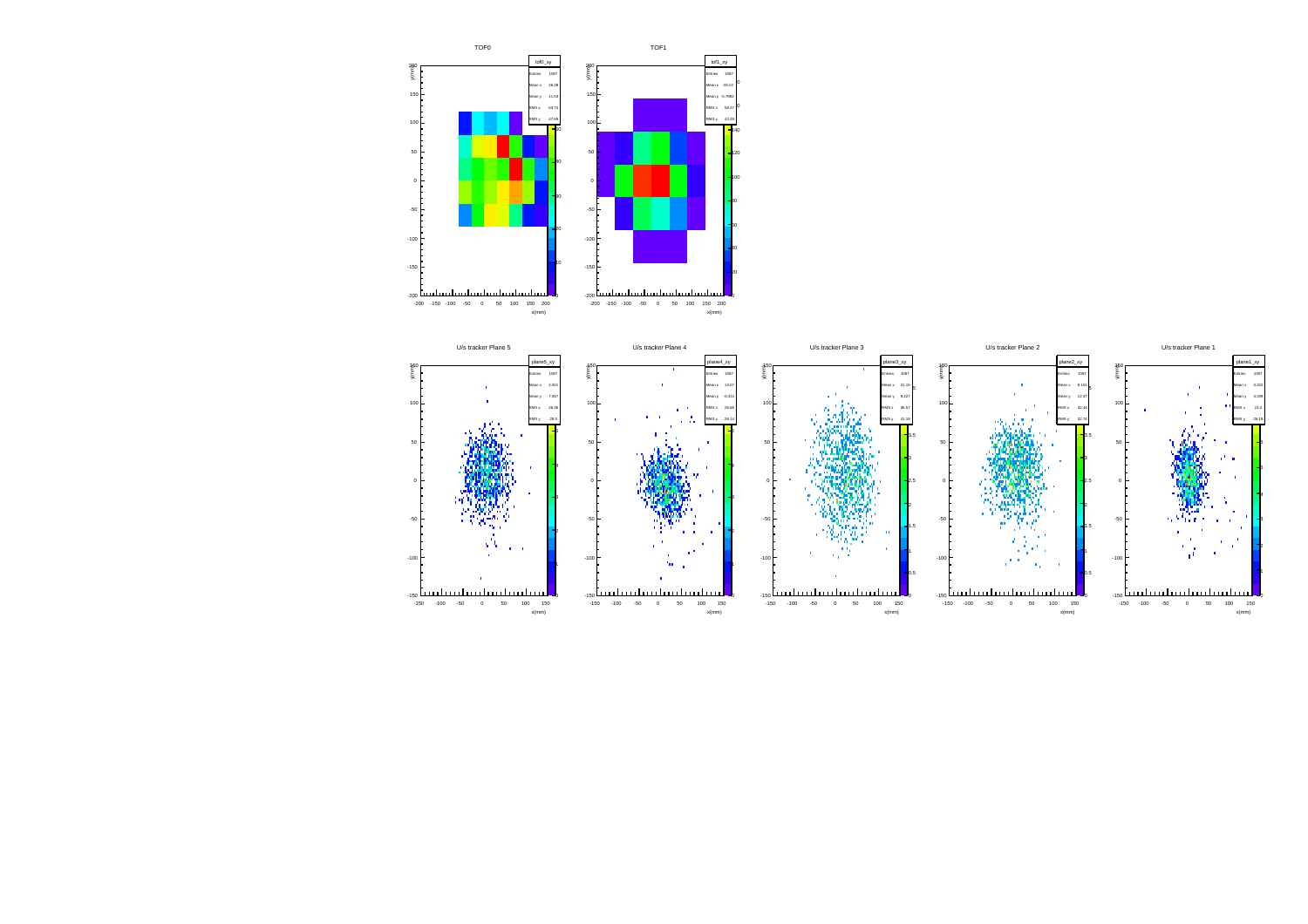TOF0

TOF1

U/s tracker Plane 5

U/s tracker Plane 4

U/s tracker Plane 3

U/s tracker Plane 2

U/s tracker Plane 1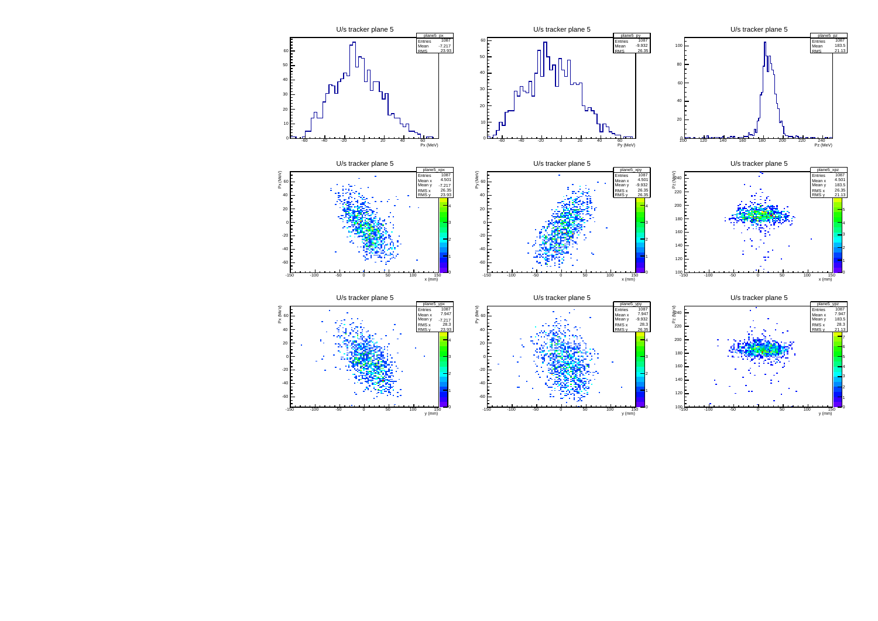U/s tracker plane 5

| plane5_px | |
|---|---|
| Entries | 1087 |
| Mean | -7.217 |
| RMS | 23.93 |

Px (MeV)

U/s tracker plane 5

| plane5_py | |
|---|---|
| Entries | 1087 |
| Mean | -9.932 |
| RMS | 26.35 |

Py (MeV)

U/s tracker plane 5

| plane5_pz | |
|---|---|
| Entries | 1087 |
| Mean | 183.5 |
| RMS | 21.13 |

Pz (MeV)

U/s tracker plane 5

| plane5_xpx | |
|---|---|
| Entries | 1087 |
| Mean x | 4.501 |
| Mean y | -7.217 |
| RMS x | 26.35 |
| RMS y | 23.93 |

Px (MeV) vs x (mm)

U/s tracker plane 5

| plane5_xpy | |
|---|---|
| Entries | 1087 |
| Mean x | 4.501 |
| Mean y | -9.932 |
| RMS x | 26.35 |
| RMS y | 26.35 |

Py (MeV) vs x (mm)

U/s tracker plane 5

| plane5_xpz | |
|---|---|
| Entries | 1087 |
| Mean x | 4.501 |
| Mean y | 183.5 |
| RMS x | 26.35 |
| RMS y | 21.13 |

Pz (MeV) vs x (mm)

U/s tracker plane 5

| plane5_ypx | |
|---|---|
| Entries | 1087 |
| Mean x | 7.947 |
| Mean y | -7.217 |
| RMS x | 28.3 |
| RMS y | 23.93 |

Px (MeV) vs y (mm)

U/s tracker plane 5

| plane5_ypy | |
|---|---|
| Entries | 1087 |
| Mean x | 7.947 |
| Mean y | -9.932 |
| RMS x | 28.3 |
| RMS y | 26.35 |

Py (MeV) vs y (mm)

U/s tracker plane 5

| plane5_ypz | |
|---|---|
| Entries | 1087 |
| Mean x | 7.947 |
| Mean y | 183.5 |
| RMS x | 28.3 |
| RMS y | 21.13 |

Pz (MeV) vs y (mm)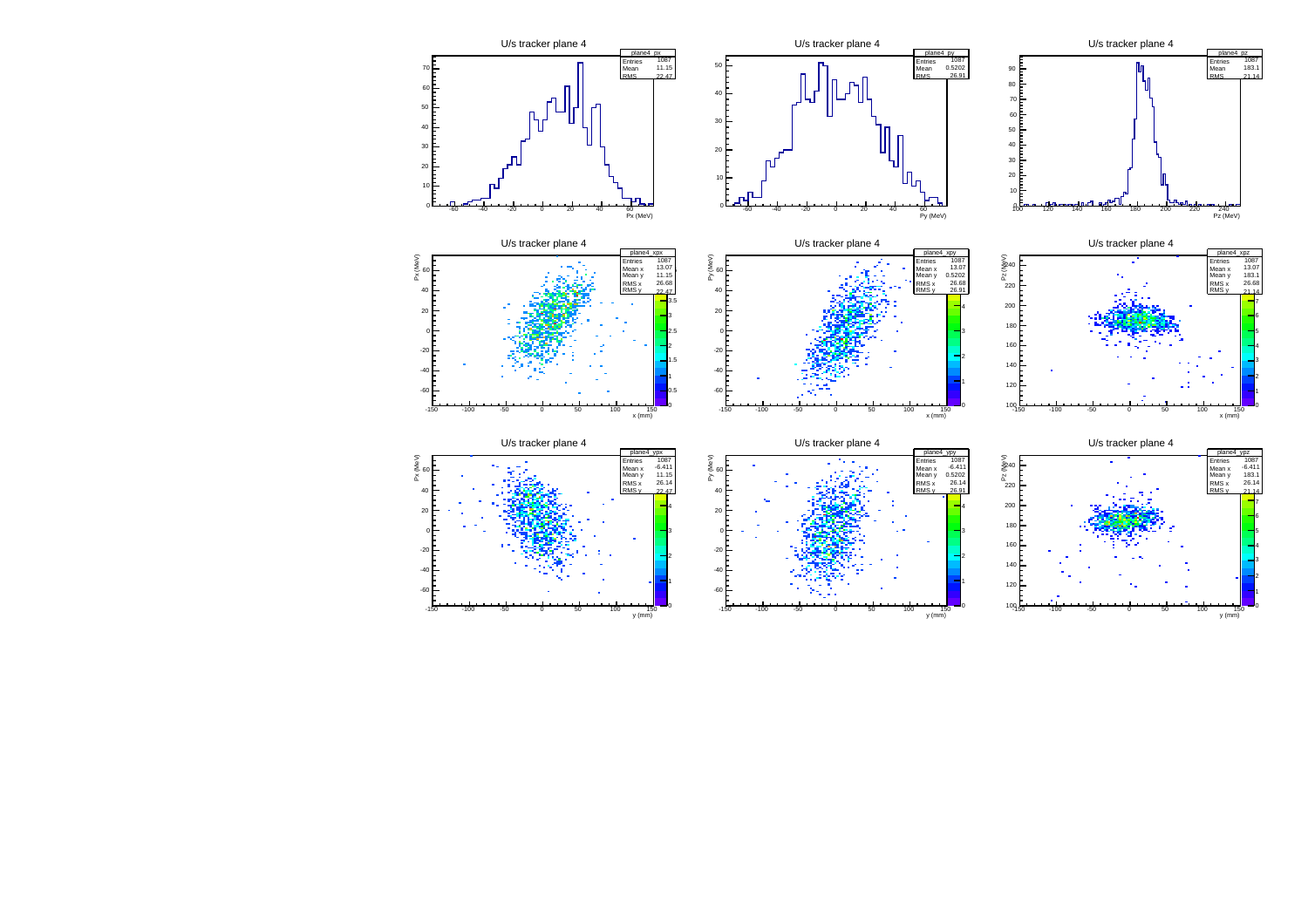U/s tracker plane 4

| plane4_px | |
|---|---|
| Entries | 1087 |
| Mean | 11.15 |
| RMS | 22.47 |

Px (MeV)

U/s tracker plane 4

| plane4_py | |
|---|---|
| Entries | 1087 |
| Mean | 0.5202 |
| RMS | 26.91 |

Py (MeV)

U/s tracker plane 4

| plane4_pz | |
|---|---|
| Entries | 1087 |
| Mean | 183.1 |
| RMS | 21.14 |

Pz (MeV)

U/s tracker plane 4

| plane4_xpx | |
|---|---|
| Entries | 1087 |
| Mean x | 13.07 |
| Mean y | 11.15 |
| RMS x | 26.68 |
| RMS y | 22.47 |

Px (MeV) vs x (mm)

U/s tracker plane 4

| plane4_xpy | |
|---|---|
| Entries | 1087 |
| Mean x | 13.07 |
| Mean y | 0.5202 |
| RMS x | 26.68 |
| RMS y | 26.91 |

Py (MeV) vs x (mm)

U/s tracker plane 4

| plane4_xpz | |
|---|---|
| Entries | 1087 |
| Mean x | 13.07 |
| Mean y | 183.1 |
| RMS x | 26.68 |
| RMS y | 21.14 |

Pz (MeV) vs x (mm)

U/s tracker plane 4

| plane4_ypx | |
|---|---|
| Entries | 1087 |
| Mean x | -6.411 |
| Mean y | 11.15 |
| RMS x | 26.14 |
| RMS y | 22.47 |

Px (MeV) vs y (mm)

U/s tracker plane 4

| plane4_ypy | |
|---|---|
| Entries | 1087 |
| Mean x | -6.411 |
| Mean y | 0.5202 |
| RMS x | 26.14 |
| RMS y | 26.91 |

Py (MeV) vs y (mm)

U/s tracker plane 4

| plane4_ypz | |
|---|---|
| Entries | 1087 |
| Mean x | -6.411 |
| Mean y | 183.1 |
| RMS x | 26.14 |
| RMS y | 21.14 |

Pz (MeV) vs y (mm)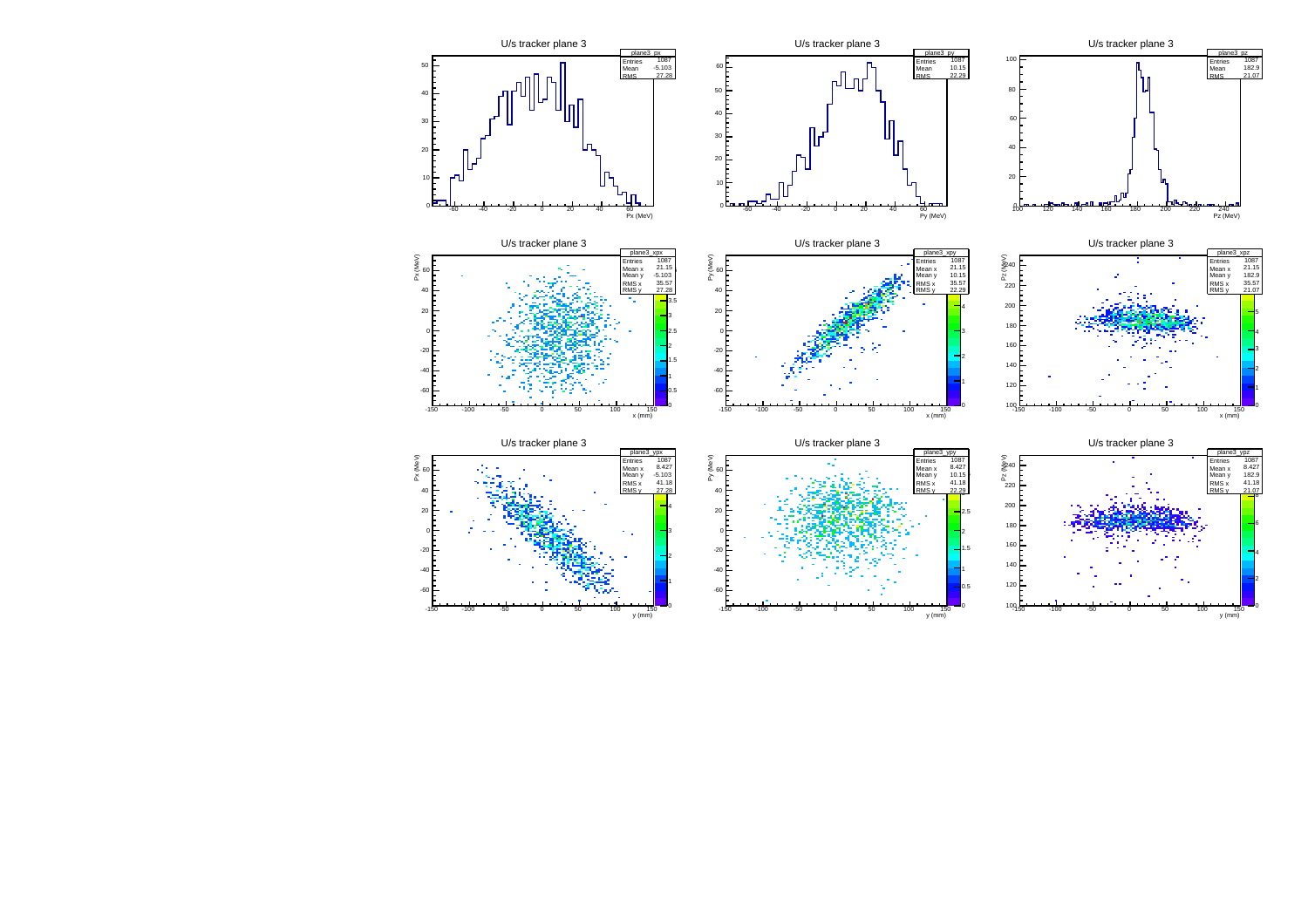## U/s tracker plane 3

| plane3_px | |
|---|---|
| Entries | 1087 |
| Mean | -5.103 |
| RMS | 27.28 |

| plane3_py | |
|---|---|
| Entries | 1087 |
| Mean | 10.15 |
| RMS | 22.29 |

| plane3_pz | |
|---|---|
| Entries | 1087 |
| Mean | 182.9 |
| RMS | 21.07 |

| plane3_xpx | |
|---|---|
| Entries | 1087 |
| Mean x | 21.15 |
| Mean y | -5.103 |
| RMS x | 35.57 |
| RMS y | 27.28 |

| plane3_xpy | |
|---|---|
| Entries | 1087 |
| Mean x | 21.15 |
| Mean y | 10.15 |
| RMS x | 35.57 |
| RMS y | 22.29 |

| plane3_xpz | |
|---|---|
| Entries | 1087 |
| Mean x | 21.15 |
| Mean y | 182.9 |
| RMS x | 35.57 |
| RMS y | 21.07 |

| plane3_ypx | |
|---|---|
| Entries | 1087 |
| Mean x | 8.427 |
| Mean y | -5.103 |
| RMS x | 41.18 |
| RMS y | 27.28 |

| plane3_ypy | |
|---|---|
| Entries | 1087 |
| Mean x | 8.427 |
| Mean y | 10.15 |
| RMS x | 41.18 |
| RMS y | 22.29 |

| plane3_ypz | |
|---|---|
| Entries | 1087 |
| Mean x | 8.427 |
| Mean y | 182.9 |
| RMS x | 41.18 |
| RMS y | 21.07 |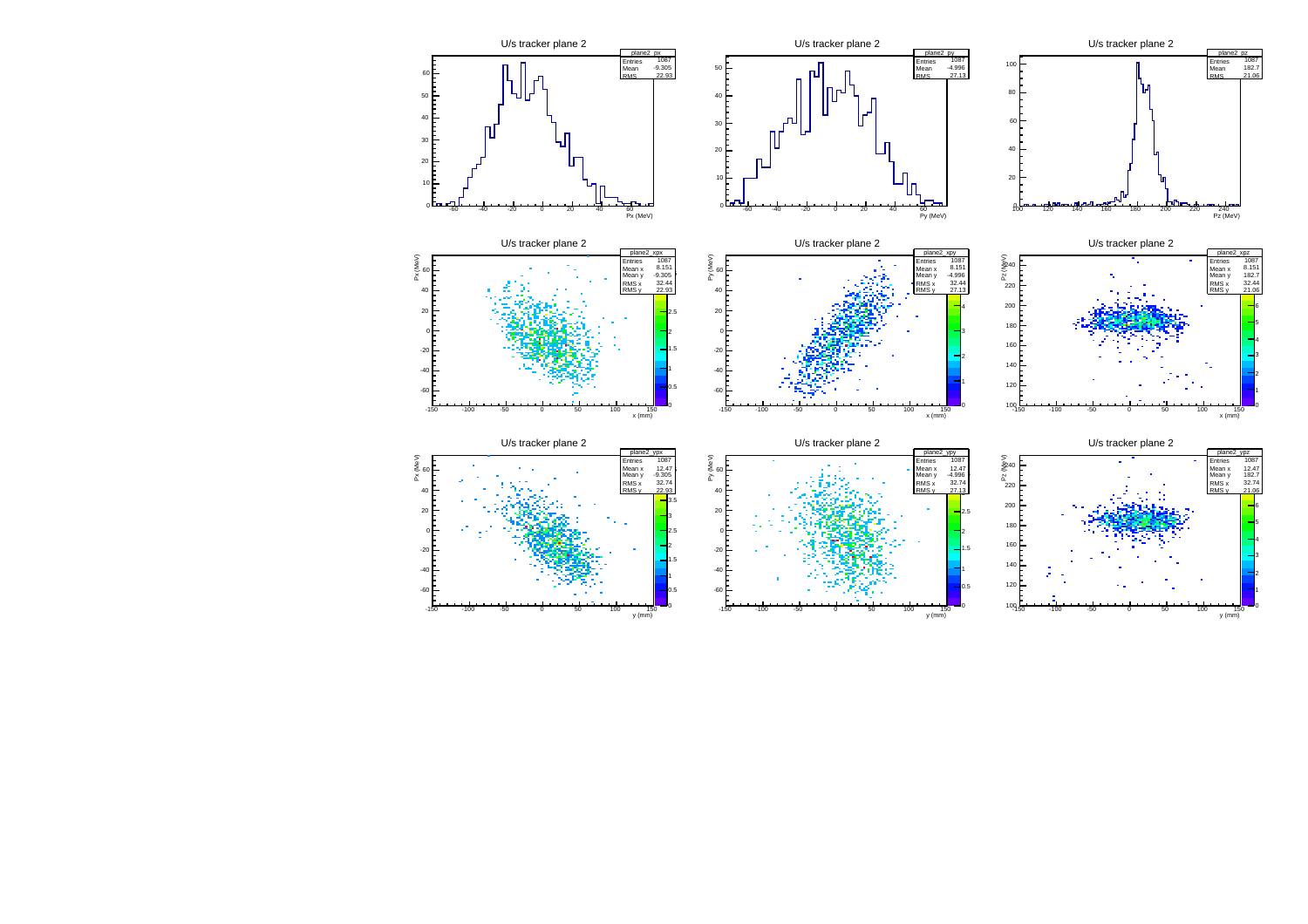U/s tracker plane 2

| plane2_px | |
|---|---|
| Entries | 1087 |
| Mean | -9.305 |
| RMS | 22.93 |

Px (MeV)

U/s tracker plane 2

| plane2_py | |
|---|---|
| Entries | 1087 |
| Mean | -4.996 |
| RMS | 27.13 |

Py (MeV)

U/s tracker plane 2

| plane2_pz | |
|---|---|
| Entries | 1087 |
| Mean | 182.7 |
| RMS | 21.06 |

Pz (MeV)

U/s tracker plane 2

| plane2_xpx | |
|---|---|
| Entries | 1087 |
| Mean x | 8.151 |
| Mean y | -9.305 |
| RMS x | 32.44 |
| RMS y | 22.93 |

Px (MeV) vs x (mm)

U/s tracker plane 2

| plane2_xpy | |
|---|---|
| Entries | 1087 |
| Mean x | 8.151 |
| Mean y | -4.996 |
| RMS x | 32.44 |
| RMS y | 27.13 |

Py (MeV) vs x (mm)

U/s tracker plane 2

| plane2_xpz | |
|---|---|
| Entries | 1087 |
| Mean x | 8.151 |
| Mean y | 182.7 |
| RMS x | 32.44 |
| RMS y | 21.06 |

Pz (MeV) vs x (mm)

U/s tracker plane 2

| plane2_ypx | |
|---|---|
| Entries | 1087 |
| Mean x | 12.47 |
| Mean y | -9.305 |
| RMS x | 32.74 |
| RMS y | 22.93 |

Px (MeV) vs y (mm)

U/s tracker plane 2

| plane2_ypy | |
|---|---|
| Entries | 1087 |
| Mean x | 12.47 |
| Mean y | -4.996 |
| RMS x | 32.74 |
| RMS y | 27.13 |

Py (MeV) vs y (mm)

U/s tracker plane 2

| plane2_ypz | |
|---|---|
| Entries | 1087 |
| Mean x | 12.47 |
| Mean y | 182.7 |
| RMS x | 32.74 |
| RMS y | 21.06 |

Pz (MeV) vs y (mm)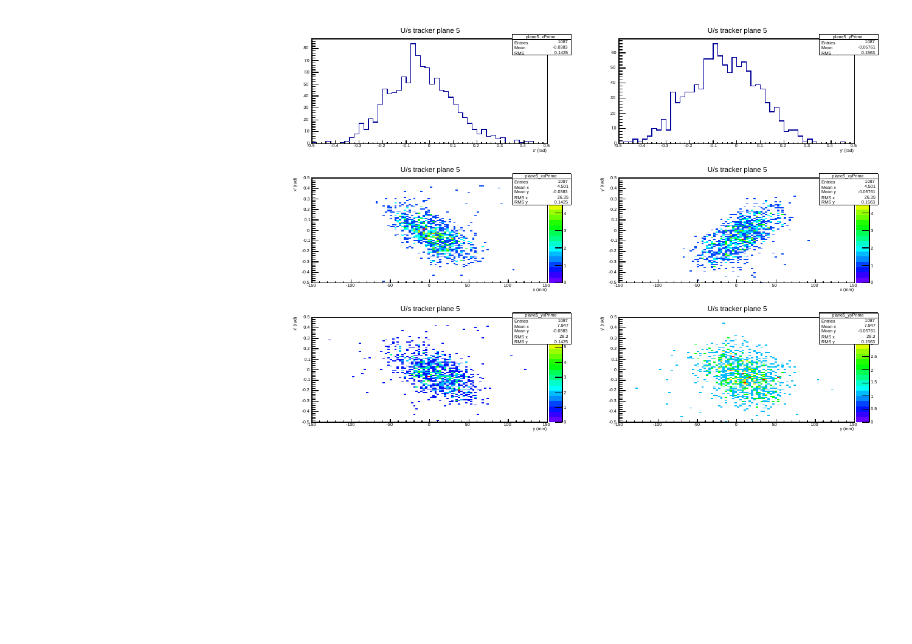U/s tracker plane 5

| plane5_xPrime | |
|---|---|
| Entries | 1087 |
| Mean | -0.0383 |
| RMS | 0.1425 |

x' (rad)

U/s tracker plane 5

| plane5_yPrime | |
|---|---|
| Entries | 1087 |
| Mean | -0.05761 |
| RMS | 0.1563 |

y' (rad)

U/s tracker plane 5

| plane5_xxPrime | |
|---|---|
| Entries | 1087 |
| Mean x | 4.501 |
| Mean y | -0.0383 |
| RMS x | 26.35 |
| RMS y | 0.1425 |

x' (rad) vs. x (mm)

U/s tracker plane 5

| plane5_xyPrime | |
|---|---|
| Entries | 1087 |
| Mean x | 4.501 |
| Mean y | -0.05761 |
| RMS x | 26.35 |
| RMS y | 0.1563 |

y' (rad) vs. x (mm)

U/s tracker plane 5

| plane5_yxPrime | |
|---|---|
| Entries | 1087 |
| Mean x | 7.947 |
| Mean y | -0.0383 |
| RMS x | 28.3 |
| RMS y | 0.1425 |

x' (rad) vs. y (mm)

U/s tracker plane 5

| plane5_yyPrime | |
|---|---|
| Entries | 1087 |
| Mean x | 7.947 |
| Mean y | -0.05761 |
| RMS x | 28.3 |
| RMS y | 0.1563 |

y' (rad) vs. y (mm)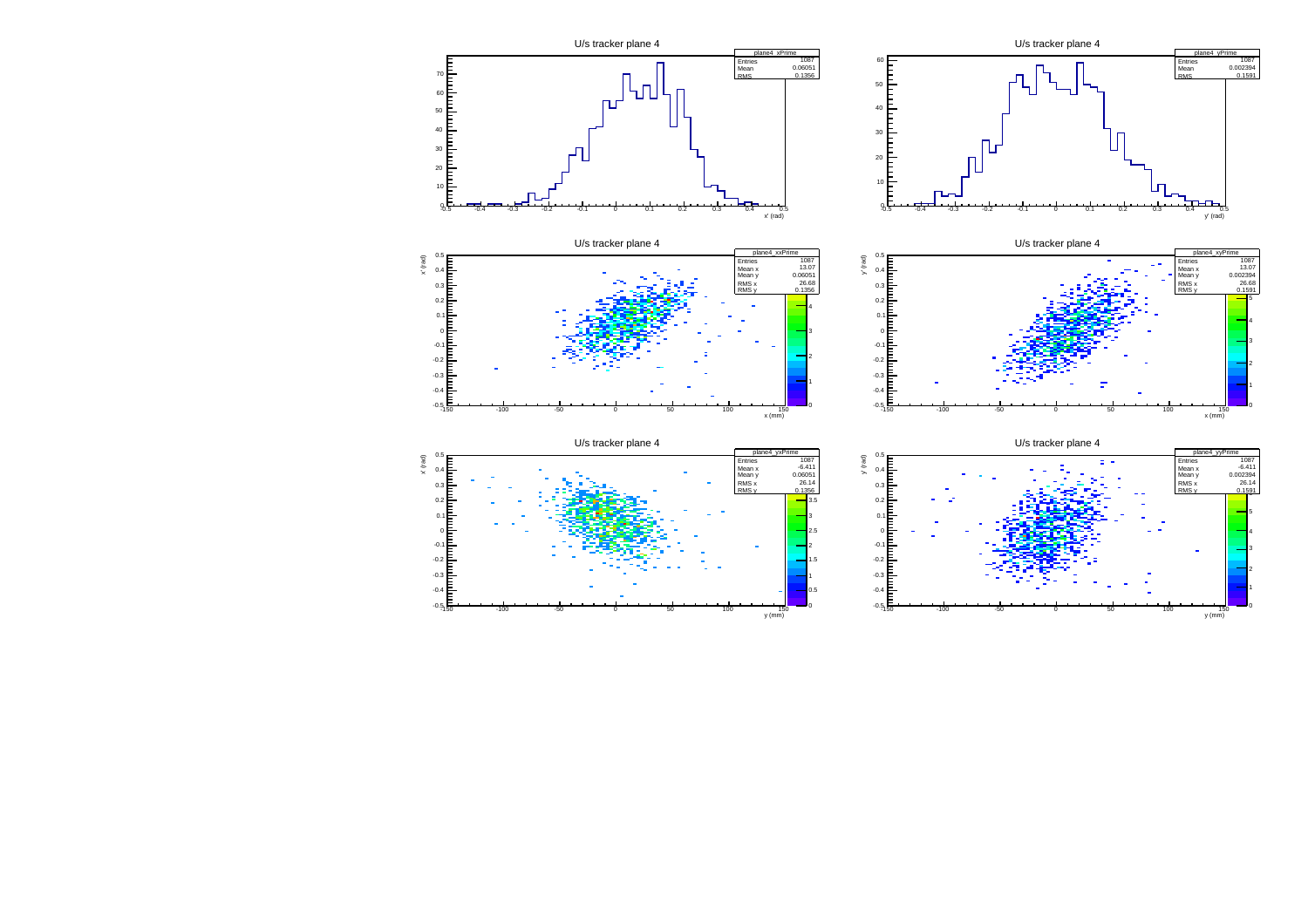U/s tracker plane 4

| plane4_xPrime | |
|---|---|
| Entries | 1087 |
| Mean | 0.06051 |
| RMS | 0.1356 |

U/s tracker plane 4

| plane4_yPrime | |
|---|---|
| Entries | 1087 |
| Mean | 0.002394 |
| RMS | 0.1591 |

U/s tracker plane 4

| plane4_xxPrime | |
|---|---|
| Entries | 1087 |
| Mean x | 13.07 |
| Mean y | 0.06051 |
| RMS x | 26.68 |
| RMS y | 0.1356 |

U/s tracker plane 4

| plane4_xyPrime | |
|---|---|
| Entries | 1087 |
| Mean x | 13.07 |
| Mean y | 0.002394 |
| RMS x | 26.68 |
| RMS y | 0.1591 |

U/s tracker plane 4

| plane4_yxPrime | |
|---|---|
| Entries | 1087 |
| Mean x | -6.411 |
| Mean y | 0.06051 |
| RMS x | 26.14 |
| RMS y | 0.1356 |

U/s tracker plane 4

| plane4_yyPrime | |
|---|---|
| Entries | 1087 |
| Mean x | -6.411 |
| Mean y | 0.002394 |
| RMS x | 26.14 |
| RMS y | 0.1591 |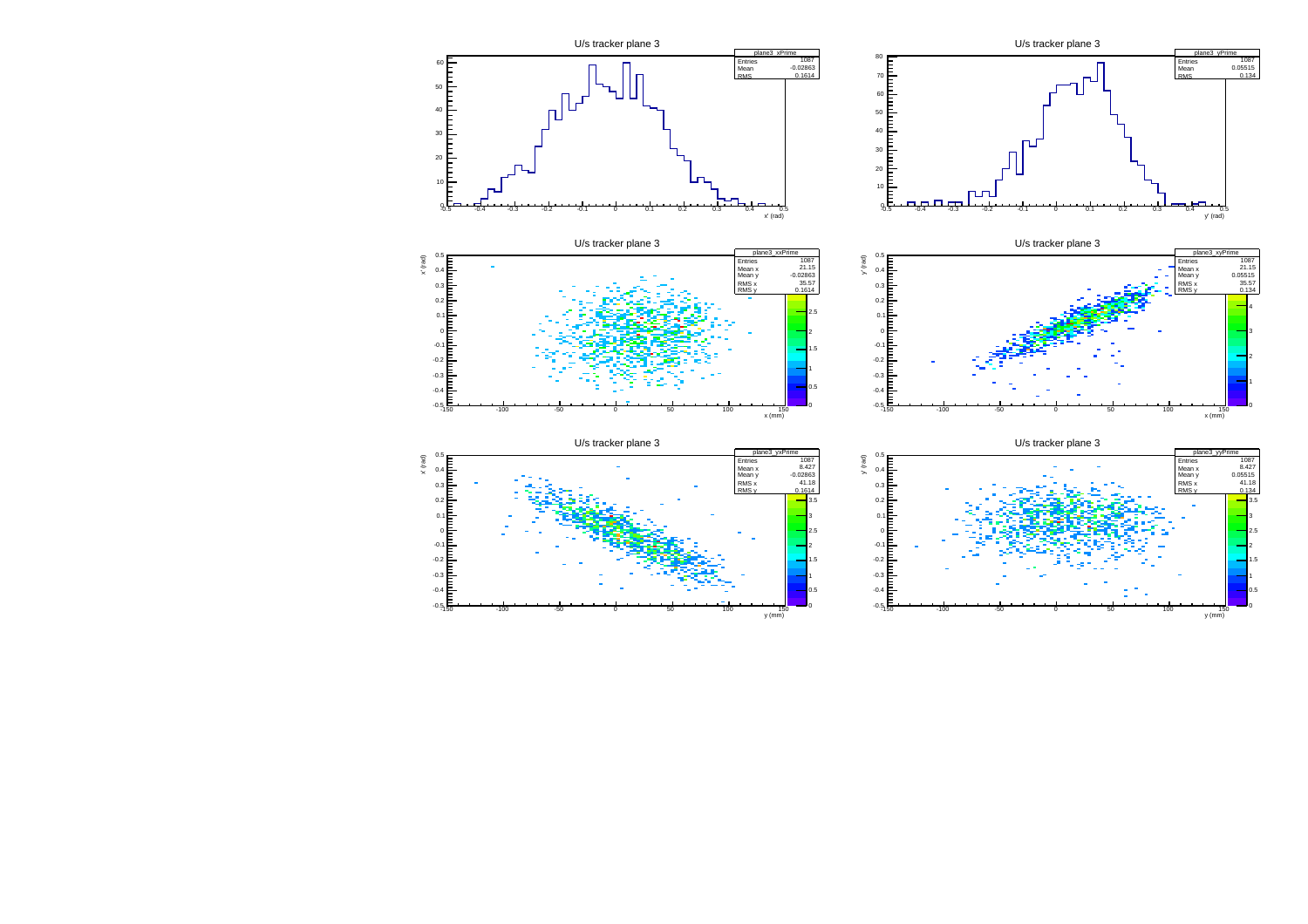U/s tracker plane 3

| plane3_xPrime | |
|---|---|
| Entries | 1087 |
| Mean | -0.02863 |
| RMS | 0.1614 |

x' (rad)

U/s tracker plane 3

| plane3_yPrime | |
|---|---|
| Entries | 1087 |
| Mean | 0.05515 |
| RMS | 0.134 |

y' (rad)

U/s tracker plane 3

| plane3_xxPrime | |
|---|---|
| Entries | 1087 |
| Mean x | 21.15 |
| Mean y | -0.02863 |
| RMS x | 35.57 |
| RMS y | 0.1614 |

x' (rad) vs x (mm)

U/s tracker plane 3

| plane3_xyPrime | |
|---|---|
| Entries | 1087 |
| Mean x | 21.15 |
| Mean y | 0.05515 |
| RMS x | 35.57 |
| RMS y | 0.134 |

y' (rad) vs x (mm)

U/s tracker plane 3

| plane3_yxPrime | |
|---|---|
| Entries | 1087 |
| Mean x | 8.427 |
| Mean y | -0.02863 |
| RMS x | 41.18 |
| RMS y | 0.1614 |

x' (rad) vs y (mm)

U/s tracker plane 3

| plane3_yyPrime | |
|---|---|
| Entries | 1087 |
| Mean x | 8.427 |
| Mean y | 0.05515 |
| RMS x | 41.18 |
| RMS y | 0.134 |

y' (rad) vs y (mm)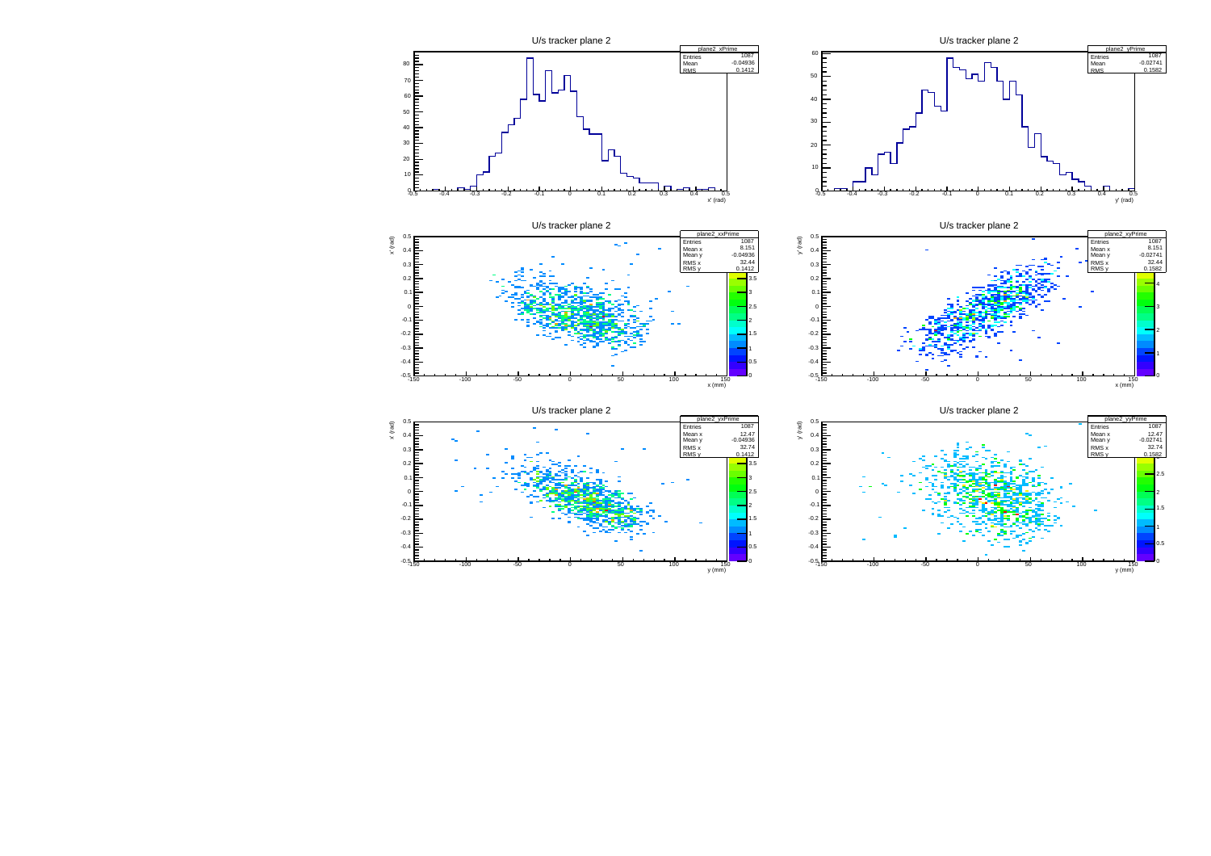U/s tracker plane 2

| plane2_xPrime | |
|---|---|
| Entries | 1087 |
| Mean | -0.04936 |
| RMS | 0.1412 |

U/s tracker plane 2

| plane2_yPrime | |
|---|---|
| Entries | 1087 |
| Mean | -0.02741 |
| RMS | 0.1582 |

U/s tracker plane 2

| plane2_xxPrime | |
|---|---|
| Entries | 1087 |
| Mean x | 8.151 |
| Mean y | -0.04936 |
| RMS x | 32.44 |
| RMS y | 0.1412 |

U/s tracker plane 2

| plane2_xyPrime | |
|---|---|
| Entries | 1087 |
| Mean x | 8.151 |
| Mean y | -0.02741 |
| RMS x | 32.44 |
| RMS y | 0.1582 |

U/s tracker plane 2

| plane2_yxPrime | |
|---|---|
| Entries | 1087 |
| Mean x | 12.47 |
| Mean y | -0.04936 |
| RMS x | 32.74 |
| RMS y | 0.1412 |

U/s tracker plane 2

| plane2_yyPrime | |
|---|---|
| Entries | 1087 |
| Mean x | 12.47 |
| Mean y | -0.02741 |
| RMS x | 32.74 |
| RMS y | 0.1582 |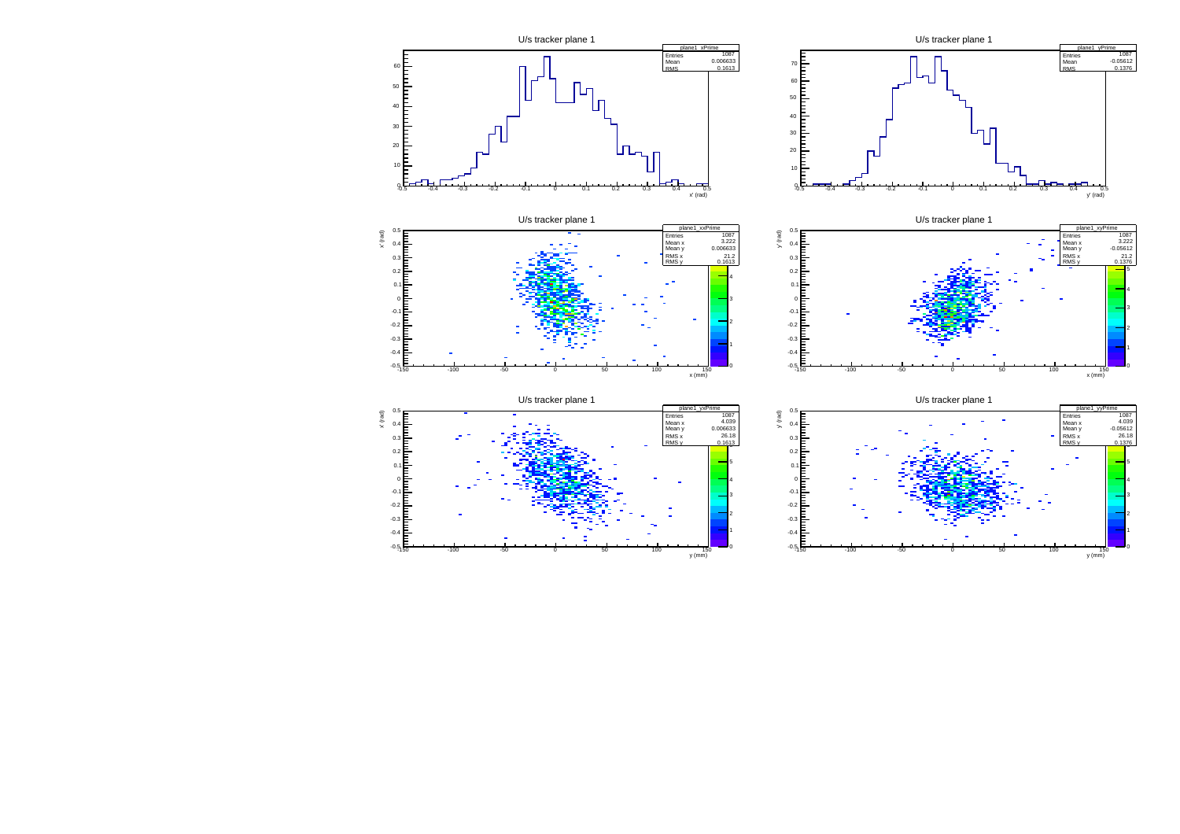U/s tracker plane 1

| plane1_xPrime | |
|---|---|
| Entries | 1087 |
| Mean | 0.006633 |
| RMS | 0.1613 |

U/s tracker plane 1

| plane1_yPrime | |
|---|---|
| Entries | 1087 |
| Mean | -0.05612 |
| RMS | 0.1376 |

U/s tracker plane 1

| plane1_xxPrime | |
|---|---|
| Entries | 1087 |
| Mean x | 3.222 |
| Mean y | 0.006633 |
| RMS x | 21.2 |
| RMS y | 0.1613 |

U/s tracker plane 1

| plane1_xyPrime | |
|---|---|
| Entries | 1087 |
| Mean x | 3.222 |
| Mean y | -0.05612 |
| RMS x | 21.2 |
| RMS y | 0.1376 |

U/s tracker plane 1

| plane1_yxPrime | |
|---|---|
| Entries | 1087 |
| Mean x | 4.039 |
| Mean y | 0.006633 |
| RMS x | 26.18 |
| RMS y | 0.1613 |

U/s tracker plane 1

| plane1_yyPrime | |
|---|---|
| Entries | 1087 |
| Mean x | 4.039 |
| Mean y | -0.05612 |
| RMS x | 26.18 |
| RMS y | 0.1376 |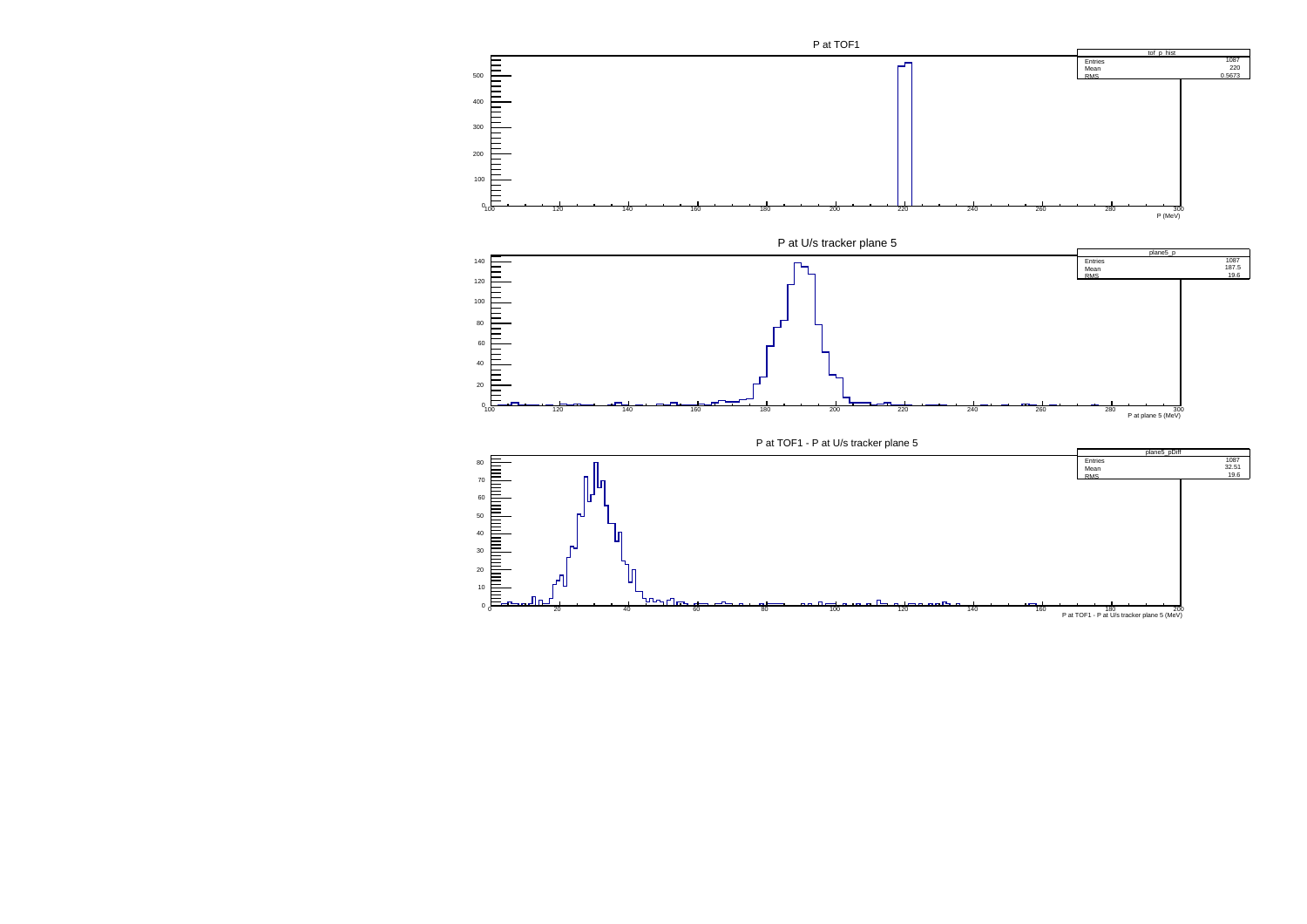## P at TOF1

| tof_p_hist | |
|---|---|
| Entries | 1087 |
| Mean | 220 |
| RMS | 0.5673 |

P (MeV)

## P at U/s tracker plane 5

| plane5_p | |
|---|---|
| Entries | 1087 |
| Mean | 187.5 |
| RMS | 19.6 |

P at plane 5 (MeV)

## P at TOF1 - P at U/s tracker plane 5

| plane5_pDiff | |
|---|---|
| Entries | 1087 |
| Mean | 32.51 |
| RMS | 19.6 |

P at TOF1 - P at U/s tracker plane 5 (MeV)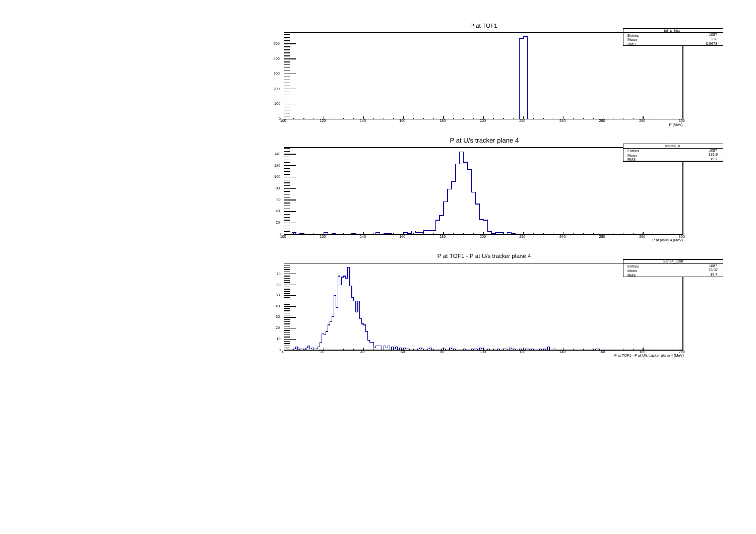P at TOF1

| tof_p_hist | |
|---|---|
| Entries | 1087 |
| Mean | 220 |
| RMS | 0.5673 |

P (MeV)

P at U/s tracker plane 4

| plane4_p | |
|---|---|
| Entries | 1087 |
| Mean | 186.9 |
| RMS | 19.7 |

P at plane 4 (MeV)

P at TOF1 - P at U/s tracker plane 4

| plane4_pDiff | |
|---|---|
| Entries | 1087 |
| Mean | 33.07 |
| RMS | 19.7 |

P at TOF1 - P at U/s tracker plane 4 (MeV)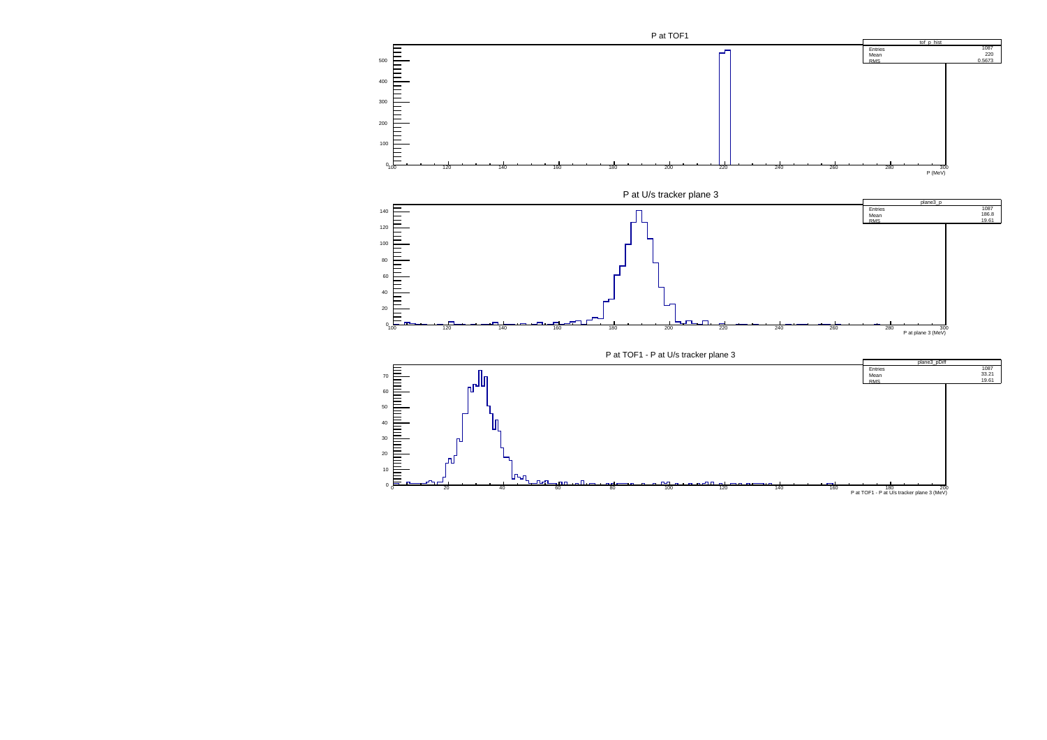P at TOF1

| tof_p_hist | |
|---|---|
| Entries | 1087 |
| Mean | 220 |
| RMS | 0.5673 |

P (MeV)

P at U/s tracker plane 3

| plane3_p | |
|---|---|
| Entries | 1087 |
| Mean | 186.8 |
| RMS | 19.61 |

P at plane 3 (MeV)

P at TOF1 - P at U/s tracker plane 3

| plane3_pDiff | |
|---|---|
| Entries | 1087 |
| Mean | 33.21 |
| RMS | 19.61 |

P at TOF1 - P at U/s tracker plane 3 (MeV)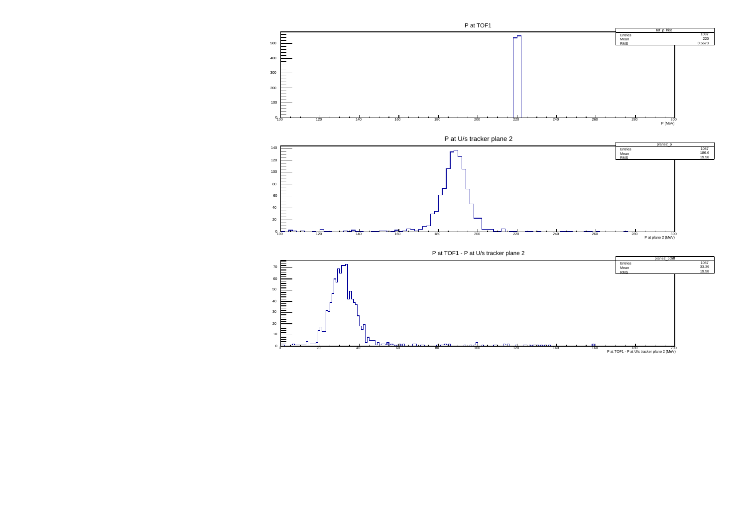P at TOF1

| tof_p_hist | |
|---|---|
| Entries | 1087 |
| Mean | 220 |
| RMS | 0.5673 |

P (MeV)

P at U/s tracker plane 2

| plane2_p | |
|---|---|
| Entries | 1087 |
| Mean | 186.6 |
| RMS | 19.58 |

P at plane 2 (MeV)

P at TOF1 - P at U/s tracker plane 2

| plane2_pDiff | |
|---|---|
| Entries | 1087 |
| Mean | 33.39 |
| RMS | 19.58 |

P at TOF1 - P at U/s tracker plane 2 (MeV)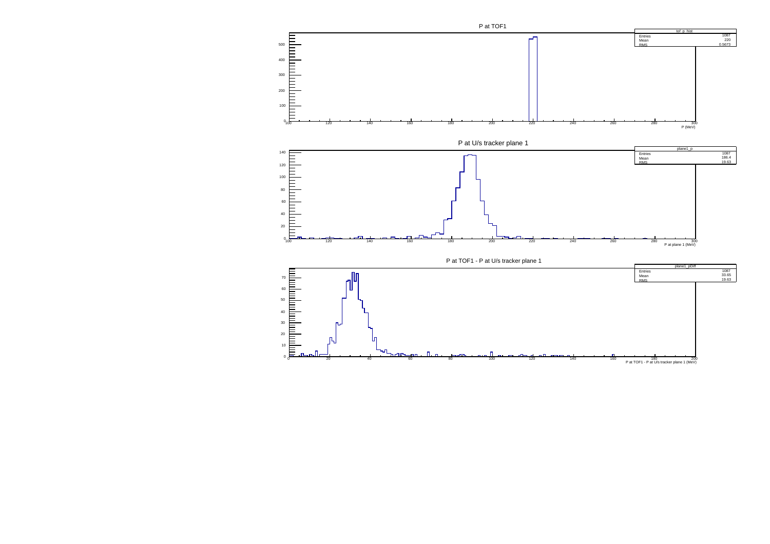P at TOF1

tof_p_hist

Entries 1087

Mean 220

RMS 0.5673

0 100 200 300 400 500

100 120 140 160 180 200 220 240 260 280 300

P (MeV)

P at U/s tracker plane 1

plane1_p

Entries 1087

Mean 186.4

RMS 19.63

0 20 40 60 80 100 120 140

100 120 140 160 180 200 220 240 260 280 300

P at plane 1 (MeV)

P at TOF1 - P at U/s tracker plane 1

plane1_pDiff

Entries 1087

Mean 33.65

RMS 19.63

0 10 20 30 40 50 60 70

0 20 40 60 80 100 120 140 160 180 200

P at TOF1 - P at U/s tracker plane 1 (MeV)